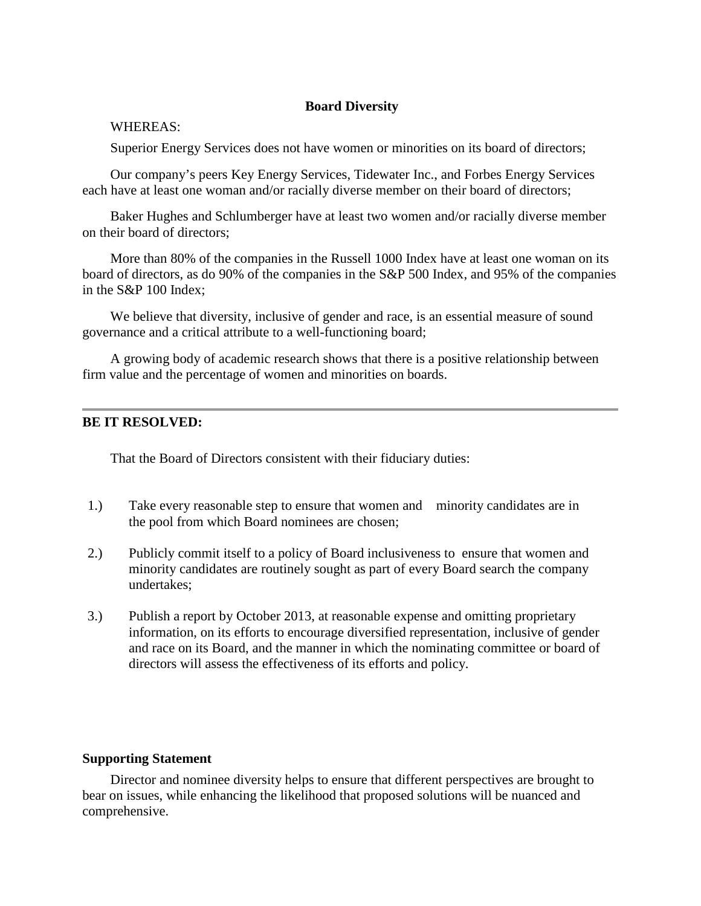## Board Diversity

WHEREAS:

Superior Energy Services does not have women or minorities on its board of directors;

Our company's peers Key Energy Services, Tidewater Inc., and Forbes Energy Services each have at least one woman and/or racially diverse member on their board of directors;

Baker Hughes and Schlumberger have at least two women and/or racially diverse member on their board of directors;

More than 80% of the companies in the Russell 1000 Index have at least one woman on its board of directors, as do 90% of the companies in the S&P 500 Index, and 95% of the companies in the S&P 100 Index;

We believe that diversity, inclusive of gender and race, is an essential measure of sound governance and a critical attribute to a well-functioning board;

A growing body of academic research shows that there is a positive relationship between firm value and the percentage of women and minorities on boards.

---

**BE IT RESOLVED:**

That the Board of Directors consistent with their fiduciary duties:

1.) Take every reasonable step to ensure that women and minority candidates are in the pool from which Board nominees are chosen;

2.) Publicly commit itself to a policy of Board inclusiveness to ensure that women and minority candidates are routinely sought as part of every Board search the company undertakes;

3.) Publish a report by October 2013, at reasonable expense and omitting proprietary information, on its efforts to encourage diversified representation, inclusive of gender and race on its Board, and the manner in which the nominating committee or board of directors will assess the effectiveness of its efforts and policy.

**Supporting Statement**

Director and nominee diversity helps to ensure that different perspectives are brought to bear on issues, while enhancing the likelihood that proposed solutions will be nuanced and comprehensive.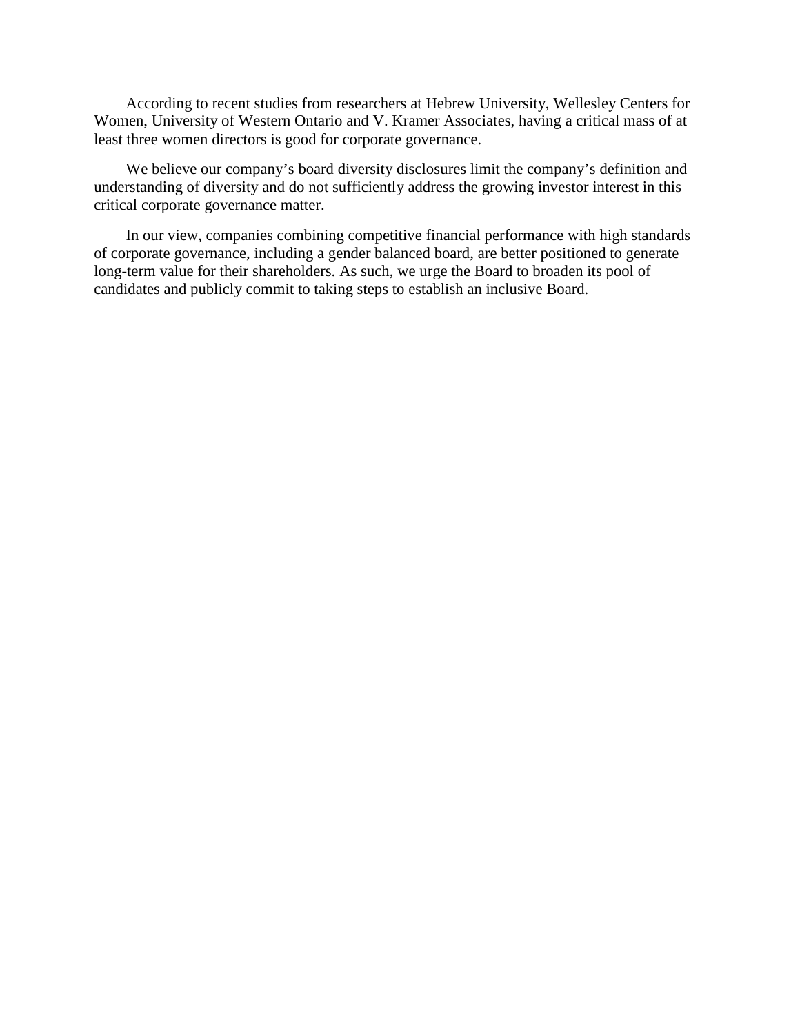According to recent studies from researchers at Hebrew University, Wellesley Centers for Women, University of Western Ontario and V. Kramer Associates, having a critical mass of at least three women directors is good for corporate governance.

We believe our company's board diversity disclosures limit the company's definition and understanding of diversity and do not sufficiently address the growing investor interest in this critical corporate governance matter.

In our view, companies combining competitive financial performance with high standards of corporate governance, including a gender balanced board, are better positioned to generate long-term value for their shareholders. As such, we urge the Board to broaden its pool of candidates and publicly commit to taking steps to establish an inclusive Board.